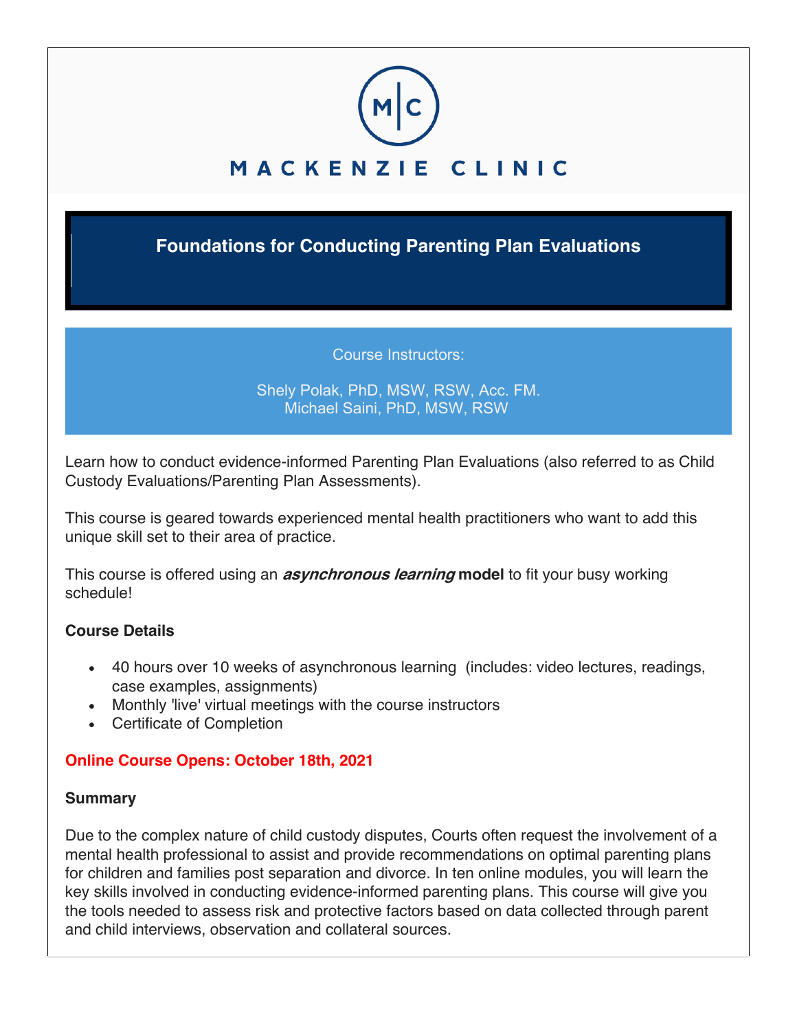M|C

MACKENZIE CLINIC

# Foundations for Conducting Parenting Plan Evaluations

Course Instructors:

Shely Polak, PhD, MSW, RSW, Acc. FM.
Michael Saini, PhD, MSW, RSW

Learn how to conduct evidence-informed Parenting Plan Evaluations (also referred to as Child Custody Evaluations/Parenting Plan Assessments).

This course is geared towards experienced mental health practitioners who want to add this unique skill set to their area of practice.

This course is offered using an ***asynchronous learning*** **model** to fit your busy working schedule!

**Course Details**

- 40 hours over 10 weeks of asynchronous learning (includes: video lectures, readings, case examples, assignments)
- Monthly 'live' virtual meetings with the course instructors
- Certificate of Completion

**Online Course Opens: October 18th, 2021**

**Summary**

Due to the complex nature of child custody disputes, Courts often request the involvement of a mental health professional to assist and provide recommendations on optimal parenting plans for children and families post separation and divorce. In ten online modules, you will learn the key skills involved in conducting evidence-informed parenting plans. This course will give you the tools needed to assess risk and protective factors based on data collected through parent and child interviews, observation and collateral sources.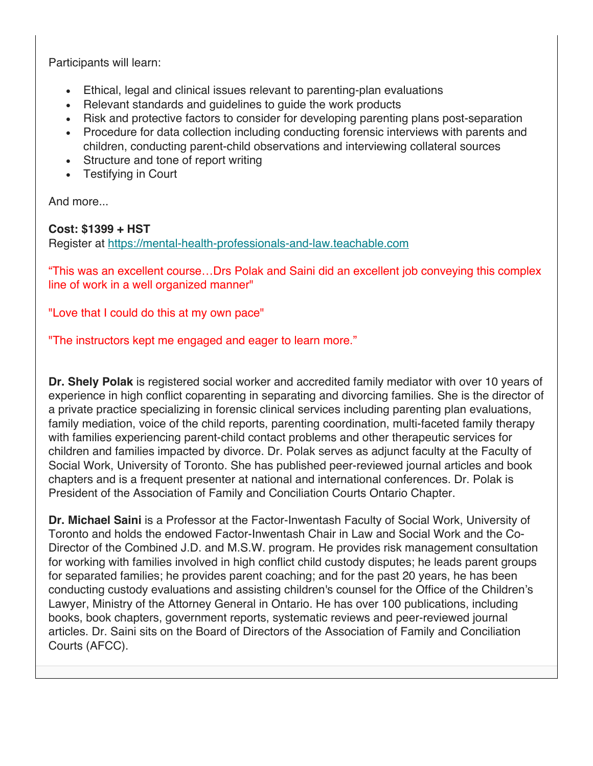Participants will learn:

- Ethical, legal and clinical issues relevant to parenting-plan evaluations
- Relevant standards and guidelines to guide the work products
- Risk and protective factors to consider for developing parenting plans post-separation
- Procedure for data collection including conducting forensic interviews with parents and children, conducting parent-child observations and interviewing collateral sources
- Structure and tone of report writing
- Testifying in Court

And more...

**Cost: $1399 + HST**
Register at [https://mental-health-professionals-and-law.teachable.com](https://mental-health-professionals-and-law.teachable.com)

“This was an excellent course…Drs Polak and Saini did an excellent job conveying this complex line of work in a well organized manner"

"Love that I could do this at my own pace"

"The instructors kept me engaged and eager to learn more.”

**Dr. Shely Polak** is registered social worker and accredited family mediator with over 10 years of experience in high conflict coparenting in separating and divorcing families. She is the director of a private practice specializing in forensic clinical services including parenting plan evaluations, family mediation, voice of the child reports, parenting coordination, multi-faceted family therapy with families experiencing parent-child contact problems and other therapeutic services for children and families impacted by divorce. Dr. Polak serves as adjunct faculty at the Faculty of Social Work, University of Toronto. She has published peer-reviewed journal articles and book chapters and is a frequent presenter at national and international conferences. Dr. Polak is President of the Association of Family and Conciliation Courts Ontario Chapter.

**Dr. Michael Saini** is a Professor at the Factor-Inwentash Faculty of Social Work, University of Toronto and holds the endowed Factor-Inwentash Chair in Law and Social Work and the Co-Director of the Combined J.D. and M.S.W. program. He provides risk management consultation for working with families involved in high conflict child custody disputes; he leads parent groups for separated families; he provides parent coaching; and for the past 20 years, he has been conducting custody evaluations and assisting children's counsel for the Office of the Children’s Lawyer, Ministry of the Attorney General in Ontario. He has over 100 publications, including books, book chapters, government reports, systematic reviews and peer-reviewed journal articles. Dr. Saini sits on the Board of Directors of the Association of Family and Conciliation Courts (AFCC).